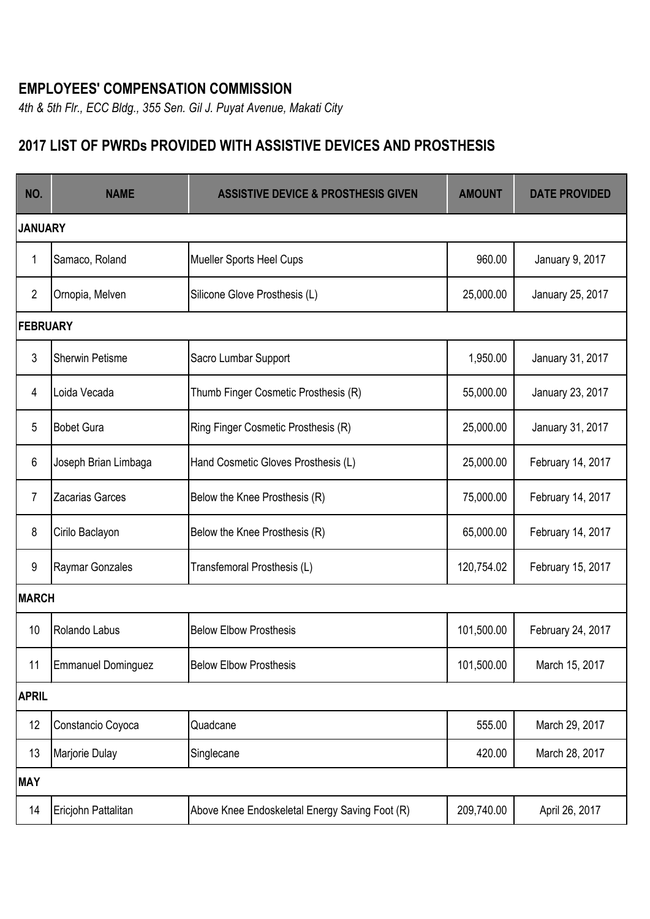## EMPLOYEES' COMPENSATION COMMISSION

*4th & 5th Flr., ECC Bldg., 355 Sen. Gil J. Puyat Avenue, Makati City*

## 2017 LIST OF PWRDs PROVIDED WITH ASSISTIVE DEVICES AND PROSTHESIS

| NO. | NAME | ASSISTIVE DEVICE & PROSTHESIS GIVEN | AMOUNT | DATE PROVIDED |
|---|---|---|---|---|
| **JANUARY** | | | | |
| 1 | Samaco, Roland | Mueller Sports Heel Cups | 960.00 | January 9, 2017 |
| 2 | Ornopia, Melven | Silicone Glove Prosthesis (L) | 25,000.00 | January 25, 2017 |
| **FEBRUARY** | | | | |
| 3 | Sherwin Petisme | Sacro Lumbar Support | 1,950.00 | January 31, 2017 |
| 4 | Loida Vecada | Thumb Finger Cosmetic Prosthesis (R) | 55,000.00 | January 23, 2017 |
| 5 | Bobet Gura | Ring Finger Cosmetic Prosthesis (R) | 25,000.00 | January 31, 2017 |
| 6 | Joseph Brian Limbaga | Hand Cosmetic Gloves Prosthesis (L) | 25,000.00 | February 14, 2017 |
| 7 | Zacarias Garces | Below the Knee Prosthesis (R) | 75,000.00 | February 14, 2017 |
| 8 | Cirilo Baclayon | Below the Knee Prosthesis (R) | 65,000.00 | February 14, 2017 |
| 9 | Raymar Gonzales | Transfemoral Prosthesis (L) | 120,754.02 | February 15, 2017 |
| **MARCH** | | | | |
| 10 | Rolando Labus | Below Elbow Prosthesis | 101,500.00 | February 24, 2017 |
| 11 | Emmanuel Dominguez | Below Elbow Prosthesis | 101,500.00 | March 15, 2017 |
| **APRIL** | | | | |
| 12 | Constancio Coyoca | Quadcane | 555.00 | March 29, 2017 |
| 13 | Marjorie Dulay | Singlecane | 420.00 | March 28, 2017 |
| **MAY** | | | | |
| 14 | Ericjohn Pattalitan | Above Knee Endoskeletal Energy Saving Foot (R) | 209,740.00 | April 26, 2017 |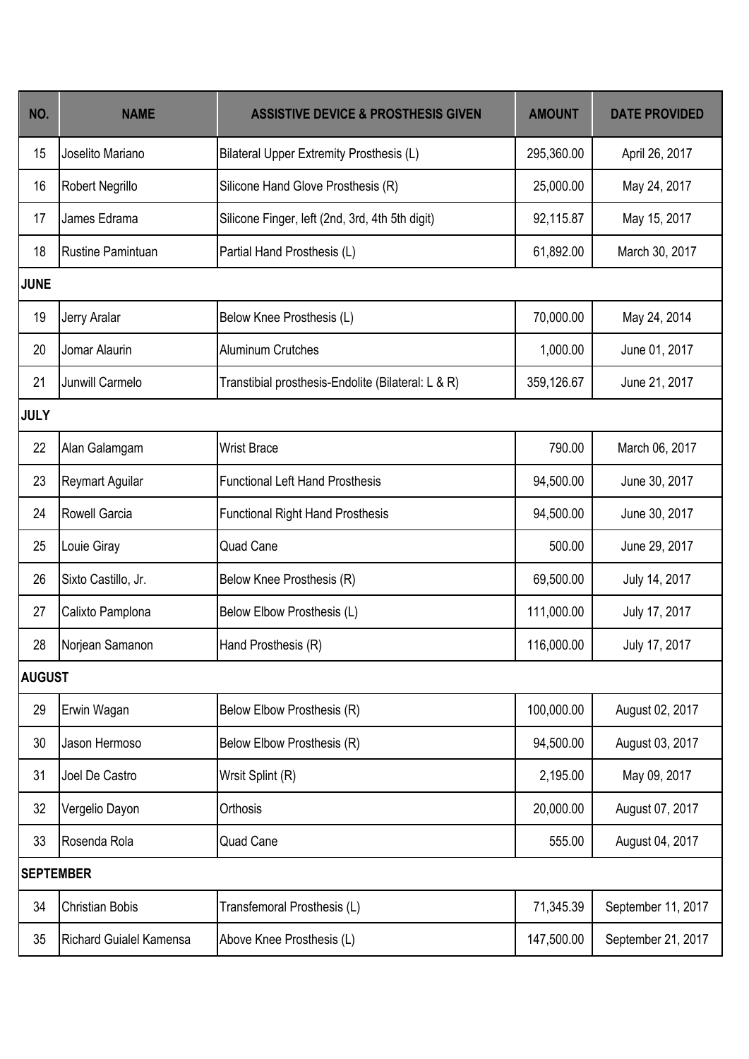| NO. | NAME | ASSISTIVE DEVICE & PROSTHESIS GIVEN | AMOUNT | DATE PROVIDED |
|---|---|---|---|---|
| 15 | Joselito Mariano | Bilateral Upper Extremity Prosthesis (L) | 295,360.00 | April 26, 2017 |
| 16 | Robert Negrillo | Silicone Hand Glove Prosthesis (R) | 25,000.00 | May 24, 2017 |
| 17 | James Edrama | Silicone Finger, left (2nd, 3rd, 4th 5th digit) | 92,115.87 | May 15, 2017 |
| 18 | Rustine Pamintuan | Partial Hand Prosthesis (L) | 61,892.00 | March 30, 2017 |
| **JUNE** | | | | |
| 19 | Jerry Aralar | Below Knee Prosthesis (L) | 70,000.00 | May 24, 2014 |
| 20 | Jomar Alaurin | Aluminum Crutches | 1,000.00 | June 01, 2017 |
| 21 | Junwill Carmelo | Transtibial prosthesis-Endolite (Bilateral: L & R) | 359,126.67 | June 21, 2017 |
| **JULY** | | | | |
| 22 | Alan Galamgam | Wrist Brace | 790.00 | March 06, 2017 |
| 23 | Reymart Aguilar | Functional Left Hand Prosthesis | 94,500.00 | June 30, 2017 |
| 24 | Rowell Garcia | Functional Right Hand Prosthesis | 94,500.00 | June 30, 2017 |
| 25 | Louie Giray | Quad Cane | 500.00 | June 29, 2017 |
| 26 | Sixto Castillo, Jr. | Below Knee Prosthesis (R) | 69,500.00 | July 14, 2017 |
| 27 | Calixto Pamplona | Below Elbow Prosthesis (L) | 111,000.00 | July 17, 2017 |
| 28 | Norjean Samanon | Hand Prosthesis (R) | 116,000.00 | July 17, 2017 |
| **AUGUST** | | | | |
| 29 | Erwin Wagan | Below Elbow Prosthesis (R) | 100,000.00 | August 02, 2017 |
| 30 | Jason Hermoso | Below Elbow Prosthesis (R) | 94,500.00 | August 03, 2017 |
| 31 | Joel De Castro | Wrsit Splint (R) | 2,195.00 | May 09, 2017 |
| 32 | Vergelio Dayon | Orthosis | 20,000.00 | August 07, 2017 |
| 33 | Rosenda Rola | Quad Cane | 555.00 | August 04, 2017 |
| **SEPTEMBER** | | | | |
| 34 | Christian Bobis | Transfemoral Prosthesis (L) | 71,345.39 | September 11, 2017 |
| 35 | Richard Guialel Kamensa | Above Knee Prosthesis (L) | 147,500.00 | September 21, 2017 |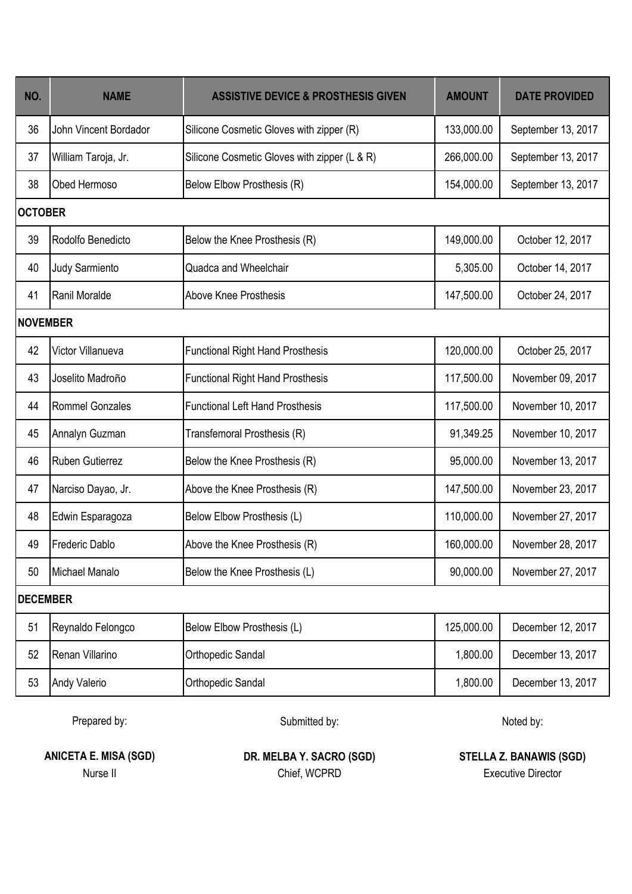| NO. | NAME | ASSISTIVE DEVICE & PROSTHESIS GIVEN | AMOUNT | DATE PROVIDED |
|---|---|---|---|---|
| 36 | John Vincent Bordador | Silicone Cosmetic Gloves with zipper (R) | 133,000.00 | September 13, 2017 |
| 37 | William Taroja, Jr. | Silicone Cosmetic Gloves with zipper (L & R) | 266,000.00 | September 13, 2017 |
| 38 | Obed Hermoso | Below Elbow Prosthesis (R) | 154,000.00 | September 13, 2017 |
| **OCTOBER** | | | | |
| 39 | Rodolfo Benedicto | Below the Knee Prosthesis (R) | 149,000.00 | October 12, 2017 |
| 40 | Judy Sarmiento | Quadca and Wheelchair | 5,305.00 | October 14, 2017 |
| 41 | Ranil Moralde | Above Knee Prosthesis | 147,500.00 | October 24, 2017 |
| **NOVEMBER** | | | | |
| 42 | Victor Villanueva | Functional Right Hand Prosthesis | 120,000.00 | October 25, 2017 |
| 43 | Joselito Madroño | Functional Right Hand Prosthesis | 117,500.00 | November 09, 2017 |
| 44 | Rommel Gonzales | Functional Left Hand Prosthesis | 117,500.00 | November 10, 2017 |
| 45 | Annalyn Guzman | Transfemoral Prosthesis (R) | 91,349.25 | November 10, 2017 |
| 46 | Ruben Gutierrez | Below the Knee Prosthesis (R) | 95,000.00 | November 13, 2017 |
| 47 | Narciso Dayao, Jr. | Above the Knee Prosthesis (R) | 147,500.00 | November 23, 2017 |
| 48 | Edwin Esparagoza | Below Elbow Prosthesis (L) | 110,000.00 | November 27, 2017 |
| 49 | Frederic Dablo | Above the Knee Prosthesis (R) | 160,000.00 | November 28, 2017 |
| 50 | Michael Manalo | Below the Knee Prosthesis (L) | 90,000.00 | November 27, 2017 |
| **DECEMBER** | | | | |
| 51 | Reynaldo Felongco | Below Elbow Prosthesis (L) | 125,000.00 | December 12, 2017 |
| 52 | Renan Villarino | Orthopedic Sandal | 1,800.00 | December 13, 2017 |
| 53 | Andy Valerio | Orthopedic Sandal | 1,800.00 | December 13, 2017 |

| Prepared by: | Submitted by: | Noted by: |
|---|---|---|
| **ANICETA E. MISA (SGD)** | **DR. MELBA Y. SACRO (SGD)** | **STELLA Z. BANAWIS (SGD)** |
| Nurse II | Chief, WCPRD | Executive Director |